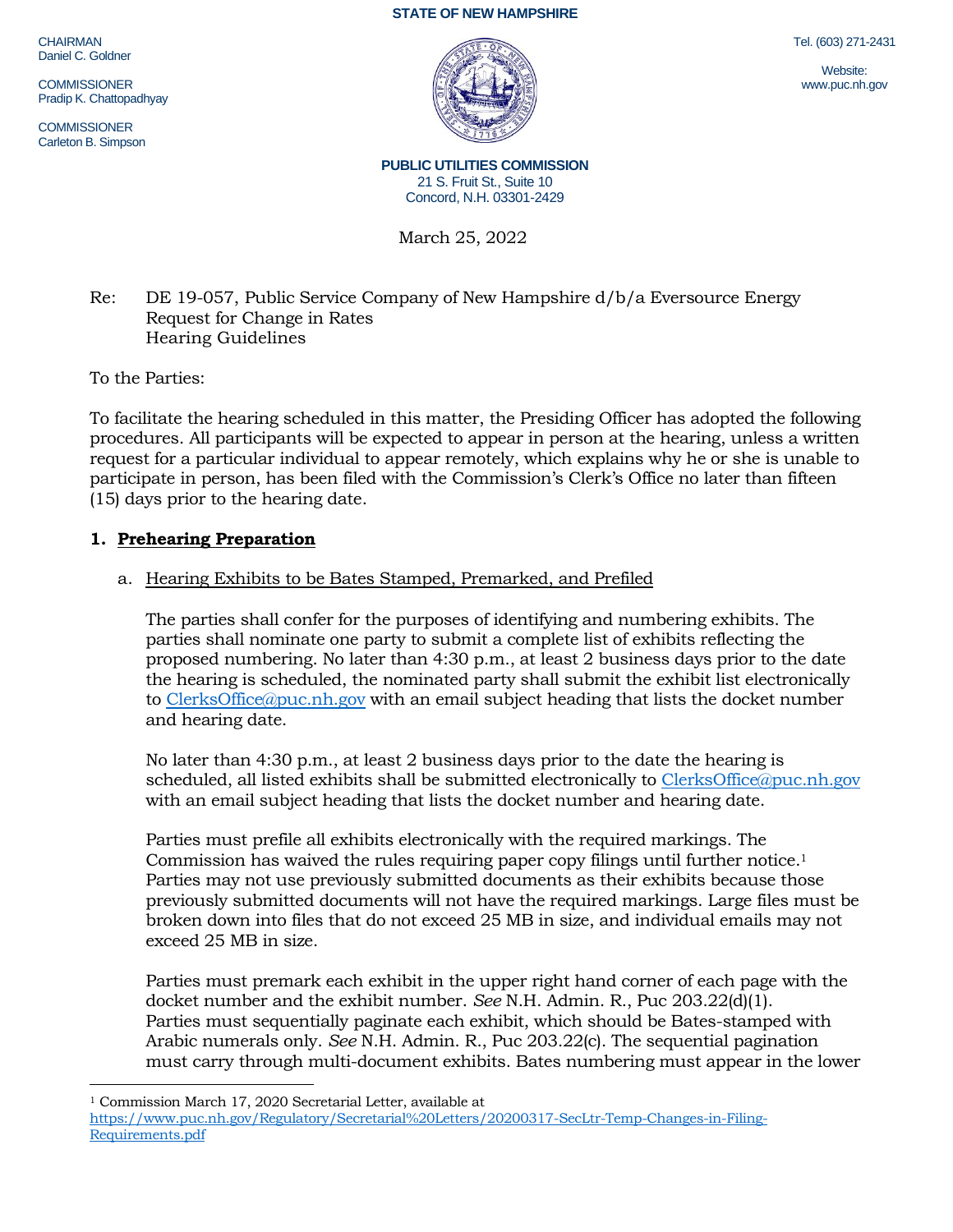STATE OF NEW HAMPSHIRE

CHAIRMAN
Daniel C. Goldner

COMMISSIONER
Pradip K. Chattopadhyay

COMMISSIONER
Carleton B. Simpson

Tel. (603) 271-2431

Website:
www.puc.nh.gov

**PUBLIC UTILITIES COMMISSION**
21 S. Fruit St., Suite 10
Concord, N.H. 03301-2429

March 25, 2022

Re: DE 19-057, Public Service Company of New Hampshire d/b/a Eversource Energy
Request for Change in Rates
Hearing Guidelines

To the Parties:

To facilitate the hearing scheduled in this matter, the Presiding Officer has adopted the following procedures. All participants will be expected to appear in person at the hearing, unless a written request for a particular individual to appear remotely, which explains why he or she is unable to participate in person, has been filed with the Commission's Clerk's Office no later than fifteen (15) days prior to the hearing date.

## 1. Prehearing Preparation

### a. Hearing Exhibits to be Bates Stamped, Premarked, and Prefiled

The parties shall confer for the purposes of identifying and numbering exhibits. The parties shall nominate one party to submit a complete list of exhibits reflecting the proposed numbering. No later than 4:30 p.m., at least 2 business days prior to the date the hearing is scheduled, the nominated party shall submit the exhibit list electronically to ClerksOffice@puc.nh.gov with an email subject heading that lists the docket number and hearing date.

No later than 4:30 p.m., at least 2 business days prior to the date the hearing is scheduled, all listed exhibits shall be submitted electronically to ClerksOffice@puc.nh.gov with an email subject heading that lists the docket number and hearing date.

Parties must prefile all exhibits electronically with the required markings. The Commission has waived the rules requiring paper copy filings until further notice.[1] Parties may not use previously submitted documents as their exhibits because those previously submitted documents will not have the required markings. Large files must be broken down into files that do not exceed 25 MB in size, and individual emails may not exceed 25 MB in size.

Parties must premark each exhibit in the upper right hand corner of each page with the docket number and the exhibit number. *See* N.H. Admin. R., Puc 203.22(d)(1). Parties must sequentially paginate each exhibit, which should be Bates-stamped with Arabic numerals only. *See* N.H. Admin. R., Puc 203.22(c). The sequential pagination must carry through multi-document exhibits. Bates numbering must appear in the lower

---

[1] Commission March 17, 2020 Secretarial Letter, available at https://www.puc.nh.gov/Regulatory/Secretarial%20Letters/20200317-SecLtr-Temp-Changes-in-Filing-Requirements.pdf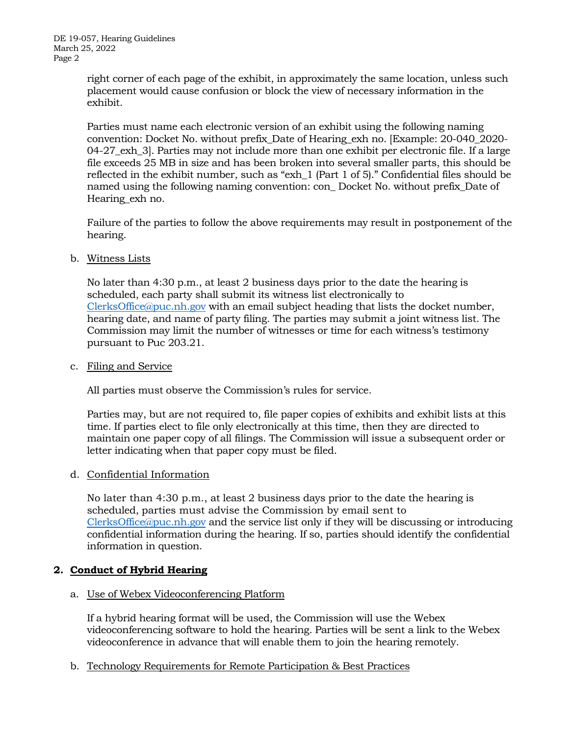right corner of each page of the exhibit, in approximately the same location, unless such placement would cause confusion or block the view of necessary information in the exhibit.

Parties must name each electronic version of an exhibit using the following naming convention: Docket No. without prefix_Date of Hearing_exh no. [Example: 20-040_2020-04-27_exh_3]. Parties may not include more than one exhibit per electronic file. If a large file exceeds 25 MB in size and has been broken into several smaller parts, this should be reflected in the exhibit number, such as "exh_1 (Part 1 of 5)." Confidential files should be named using the following naming convention: con_ Docket No. without prefix_Date of Hearing_exh no.

Failure of the parties to follow the above requirements may result in postponement of the hearing.

b. Witness Lists

No later than 4:30 p.m., at least 2 business days prior to the date the hearing is scheduled, each party shall submit its witness list electronically to ClerksOffice@puc.nh.gov with an email subject heading that lists the docket number, hearing date, and name of party filing. The parties may submit a joint witness list. The Commission may limit the number of witnesses or time for each witness's testimony pursuant to Puc 203.21.

c. Filing and Service

All parties must observe the Commission's rules for service.

Parties may, but are not required to, file paper copies of exhibits and exhibit lists at this time. If parties elect to file only electronically at this time, then they are directed to maintain one paper copy of all filings. The Commission will issue a subsequent order or letter indicating when that paper copy must be filed.

d. Confidential Information

No later than 4:30 p.m., at least 2 business days prior to the date the hearing is scheduled, parties must advise the Commission by email sent to ClerksOffice@puc.nh.gov and the service list only if they will be discussing or introducing confidential information during the hearing. If so, parties should identify the confidential information in question.

## 2. Conduct of Hybrid Hearing

a. Use of Webex Videoconferencing Platform

If a hybrid hearing format will be used, the Commission will use the Webex videoconferencing software to hold the hearing. Parties will be sent a link to the Webex videoconference in advance that will enable them to join the hearing remotely.

b. Technology Requirements for Remote Participation & Best Practices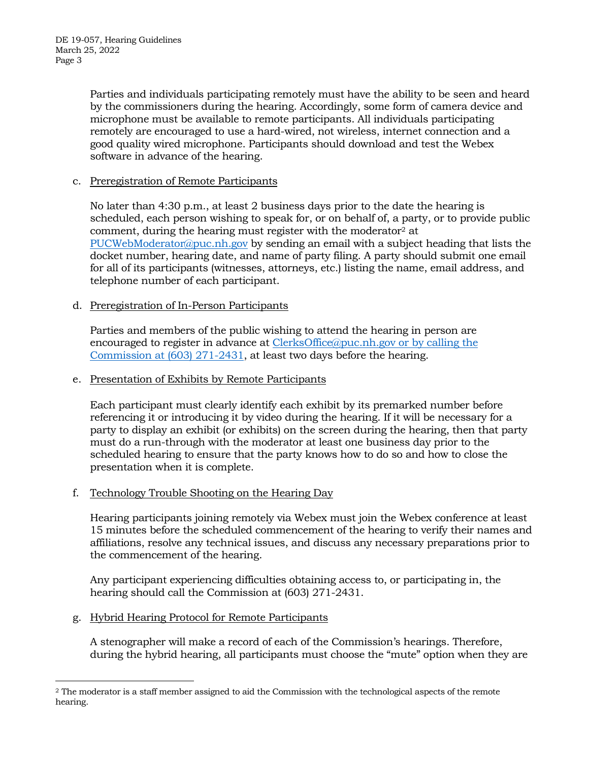Parties and individuals participating remotely must have the ability to be seen and heard by the commissioners during the hearing. Accordingly, some form of camera device and microphone must be available to remote participants. All individuals participating remotely are encouraged to use a hard-wired, not wireless, internet connection and a good quality wired microphone. Participants should download and test the Webex software in advance of the hearing.

c. Preregistration of Remote Participants

No later than 4:30 p.m., at least 2 business days prior to the date the hearing is scheduled, each person wishing to speak for, or on behalf of, a party, or to provide public comment, during the hearing must register with the moderator[2] at PUCWebModerator@puc.nh.gov by sending an email with a subject heading that lists the docket number, hearing date, and name of party filing. A party should submit one email for all of its participants (witnesses, attorneys, etc.) listing the name, email address, and telephone number of each participant.

d. Preregistration of In-Person Participants

Parties and members of the public wishing to attend the hearing in person are encouraged to register in advance at ClerksOffice@puc.nh.gov or by calling the Commission at (603) 271-2431, at least two days before the hearing.

e. Presentation of Exhibits by Remote Participants

Each participant must clearly identify each exhibit by its premarked number before referencing it or introducing it by video during the hearing. If it will be necessary for a party to display an exhibit (or exhibits) on the screen during the hearing, then that party must do a run-through with the moderator at least one business day prior to the scheduled hearing to ensure that the party knows how to do so and how to close the presentation when it is complete.

f. Technology Trouble Shooting on the Hearing Day

Hearing participants joining remotely via Webex must join the Webex conference at least 15 minutes before the scheduled commencement of the hearing to verify their names and affiliations, resolve any technical issues, and discuss any necessary preparations prior to the commencement of the hearing.

Any participant experiencing difficulties obtaining access to, or participating in, the hearing should call the Commission at (603) 271-2431.

g. Hybrid Hearing Protocol for Remote Participants

A stenographer will make a record of each of the Commission's hearings. Therefore, during the hybrid hearing, all participants must choose the "mute" option when they are

[2] The moderator is a staff member assigned to aid the Commission with the technological aspects of the remote hearing.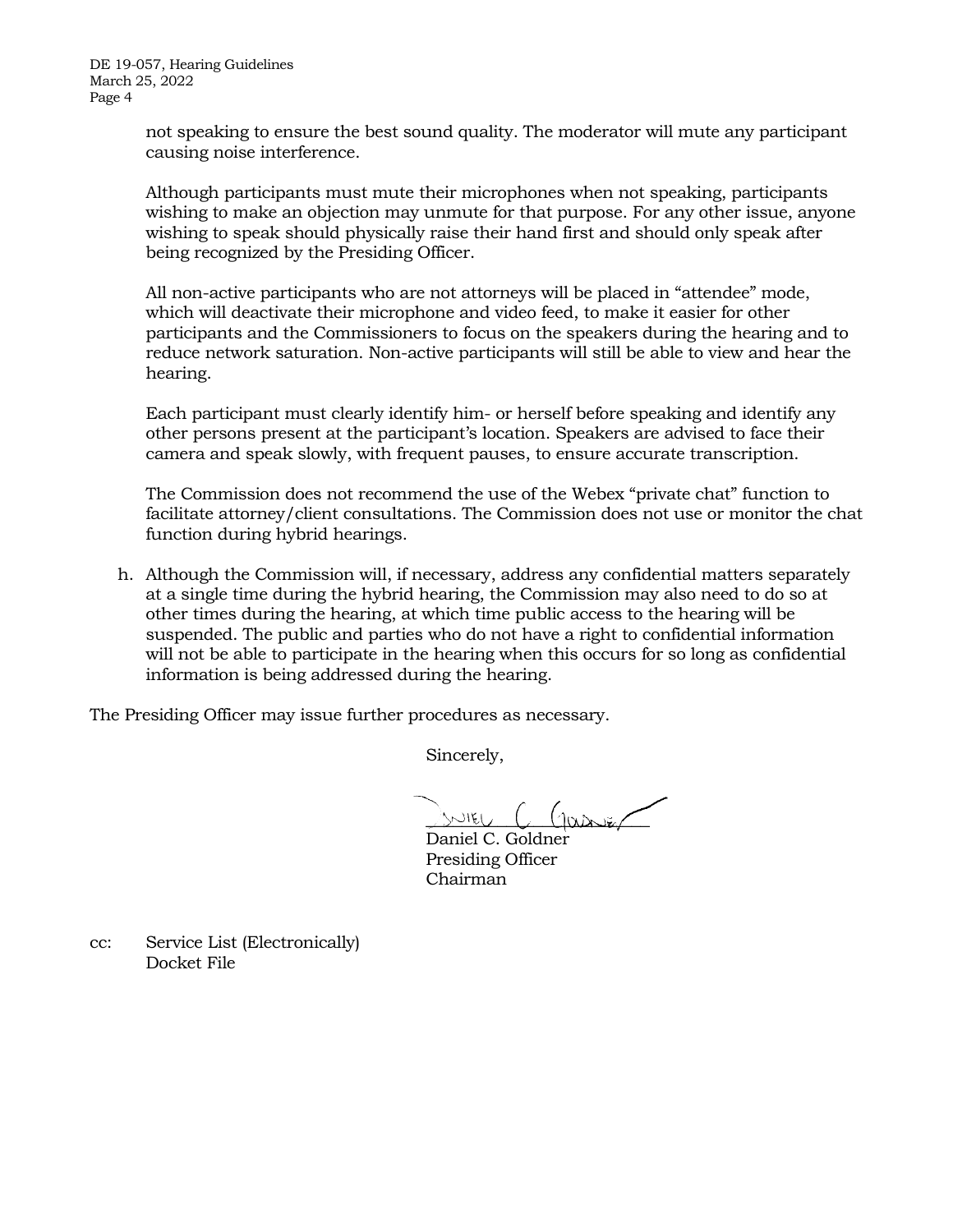not speaking to ensure the best sound quality. The moderator will mute any participant causing noise interference.

Although participants must mute their microphones when not speaking, participants wishing to make an objection may unmute for that purpose. For any other issue, anyone wishing to speak should physically raise their hand first and should only speak after being recognized by the Presiding Officer.

All non-active participants who are not attorneys will be placed in "attendee" mode, which will deactivate their microphone and video feed, to make it easier for other participants and the Commissioners to focus on the speakers during the hearing and to reduce network saturation. Non-active participants will still be able to view and hear the hearing.

Each participant must clearly identify him- or herself before speaking and identify any other persons present at the participant's location. Speakers are advised to face their camera and speak slowly, with frequent pauses, to ensure accurate transcription.

The Commission does not recommend the use of the Webex "private chat" function to facilitate attorney/client consultations. The Commission does not use or monitor the chat function during hybrid hearings.

h. Although the Commission will, if necessary, address any confidential matters separately at a single time during the hybrid hearing, the Commission may also need to do so at other times during the hearing, at which time public access to the hearing will be suspended. The public and parties who do not have a right to confidential information will not be able to participate in the hearing when this occurs for so long as confidential information is being addressed during the hearing.

The Presiding Officer may issue further procedures as necessary.

Sincerely,

Daniel C. Goldner
Presiding Officer
Chairman

cc: Service List (Electronically)
Docket File